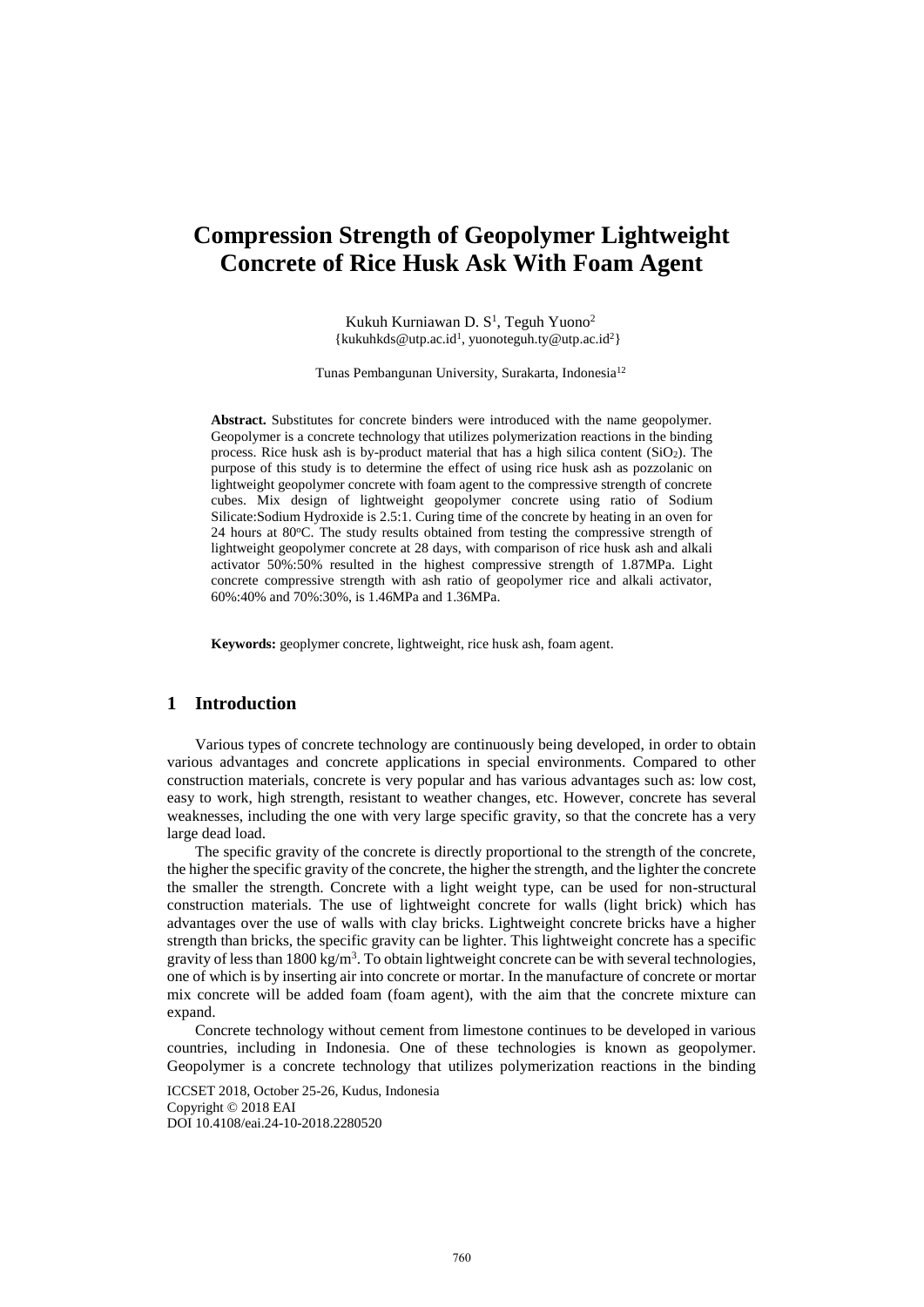# Compression Strength of Geopolymer Lightweight Concrete of Rice Husk Ask With Foam Agent

Kukuh Kurniawan D. S[1], Teguh Yuono[2]
{kukuhkds@utp.ac.id[1], yuonoteguh.ty@utp.ac.id[2]}

Tunas Pembangunan University, Surakarta, Indonesia[12]

**Abstract.** Substitutes for concrete binders were introduced with the name geopolymer. Geopolymer is a concrete technology that utilizes polymerization reactions in the binding process. Rice husk ash is by-product material that has a high silica content ($SiO_2$). The purpose of this study is to determine the effect of using rice husk ash as pozzolanic on lightweight geopolymer concrete with foam agent to the compressive strength of concrete cubes. Mix design of lightweight geopolymer concrete using ratio of Sodium Silicate:Sodium Hydroxide is 2.5:1. Curing time of the concrete by heating in an oven for 24 hours at 80°C. The study results obtained from testing the compressive strength of lightweight geopolymer concrete at 28 days, with comparison of rice husk ash and alkali activator 50%:50% resulted in the highest compressive strength of 1.87MPa. Light concrete compressive strength with ash ratio of geopolymer rice and alkali activator, 60%:40% and 70%:30%, is 1.46MPa and 1.36MPa.

**Keywords:** geoplymer concrete, lightweight, rice husk ash, foam agent.

## 1 Introduction

Various types of concrete technology are continuously being developed, in order to obtain various advantages and concrete applications in special environments. Compared to other construction materials, concrete is very popular and has various advantages such as: low cost, easy to work, high strength, resistant to weather changes, etc. However, concrete has several weaknesses, including the one with very large specific gravity, so that the concrete has a very large dead load.

The specific gravity of the concrete is directly proportional to the strength of the concrete, the higher the specific gravity of the concrete, the higher the strength, and the lighter the concrete the smaller the strength. Concrete with a light weight type, can be used for non-structural construction materials. The use of lightweight concrete for walls (light brick) which has advantages over the use of walls with clay bricks. Lightweight concrete bricks have a higher strength than bricks, the specific gravity can be lighter. This lightweight concrete has a specific gravity of less than 1800 kg/m$^3$. To obtain lightweight concrete can be with several technologies, one of which is by inserting air into concrete or mortar. In the manufacture of concrete or mortar mix concrete will be added foam (foam agent), with the aim that the concrete mixture can expand.

Concrete technology without cement from limestone continues to be developed in various countries, including in Indonesia. One of these technologies is known as geopolymer. Geopolymer is a concrete technology that utilizes polymerization reactions in the binding

ICCSET 2018, October 25-26, Kudus, Indonesia
Copyright © 2018 EAI
DOI 10.4108/eai.24-10-2018.2280520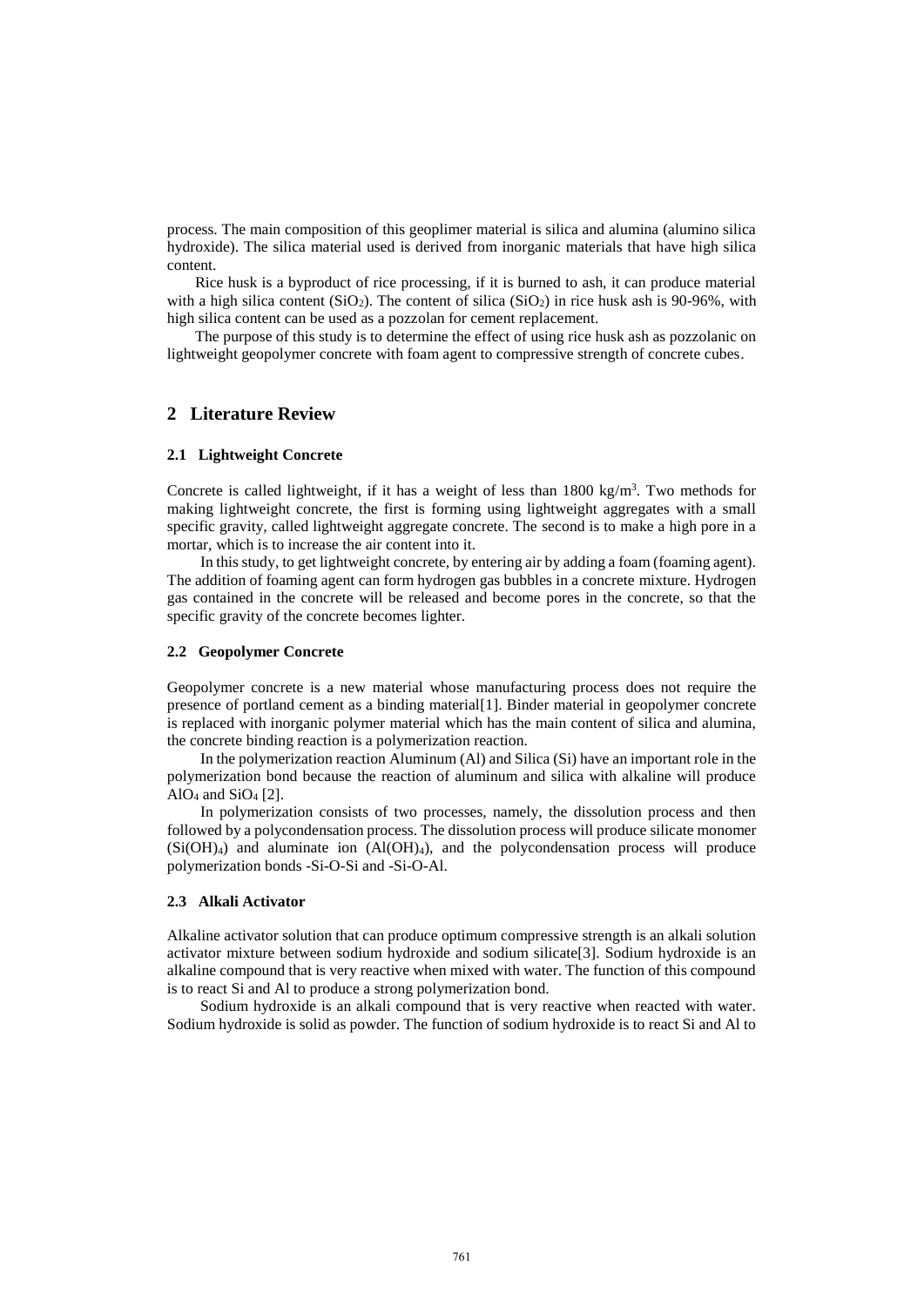process. The main composition of this geoplimer material is silica and alumina (alumino silica hydroxide). The silica material used is derived from inorganic materials that have high silica content.

Rice husk is a byproduct of rice processing, if it is burned to ash, it can produce material with a high silica content ($SiO_2$). The content of silica ($SiO_2$) in rice husk ash is 90-96%, with high silica content can be used as a pozzolan for cement replacement.

The purpose of this study is to determine the effect of using rice husk ash as pozzolanic on lightweight geopolymer concrete with foam agent to compressive strength of concrete cubes.

## 2 Literature Review

### 2.1 Lightweight Concrete

Concrete is called lightweight, if it has a weight of less than 1800 kg/m$^3$. Two methods for making lightweight concrete, the first is forming using lightweight aggregates with a small specific gravity, called lightweight aggregate concrete. The second is to make a high pore in a mortar, which is to increase the air content into it.

In this study, to get lightweight concrete, by entering air by adding a foam (foaming agent). The addition of foaming agent can form hydrogen gas bubbles in a concrete mixture. Hydrogen gas contained in the concrete will be released and become pores in the concrete, so that the specific gravity of the concrete becomes lighter.

### 2.2 Geopolymer Concrete

Geopolymer concrete is a new material whose manufacturing process does not require the presence of portland cement as a binding material[1]. Binder material in geopolymer concrete is replaced with inorganic polymer material which has the main content of silica and alumina, the concrete binding reaction is a polymerization reaction.

In the polymerization reaction Aluminum (Al) and Silica (Si) have an important role in the polymerization bond because the reaction of aluminum and silica with alkaline will produce $AlO_4$ and $SiO_4$ [2].

In polymerization consists of two processes, namely, the dissolution process and then followed by a polycondensation process. The dissolution process will produce silicate monomer ($Si(OH)_4$) and aluminate ion ($Al(OH)_4$), and the polycondensation process will produce polymerization bonds -Si-O-Si and -Si-O-Al.

### 2.3 Alkali Activator

Alkaline activator solution that can produce optimum compressive strength is an alkali solution activator mixture between sodium hydroxide and sodium silicate[3]. Sodium hydroxide is an alkaline compound that is very reactive when mixed with water. The function of this compound is to react Si and Al to produce a strong polymerization bond.

Sodium hydroxide is an alkali compound that is very reactive when reacted with water. Sodium hydroxide is solid as powder. The function of sodium hydroxide is to react Si and Al to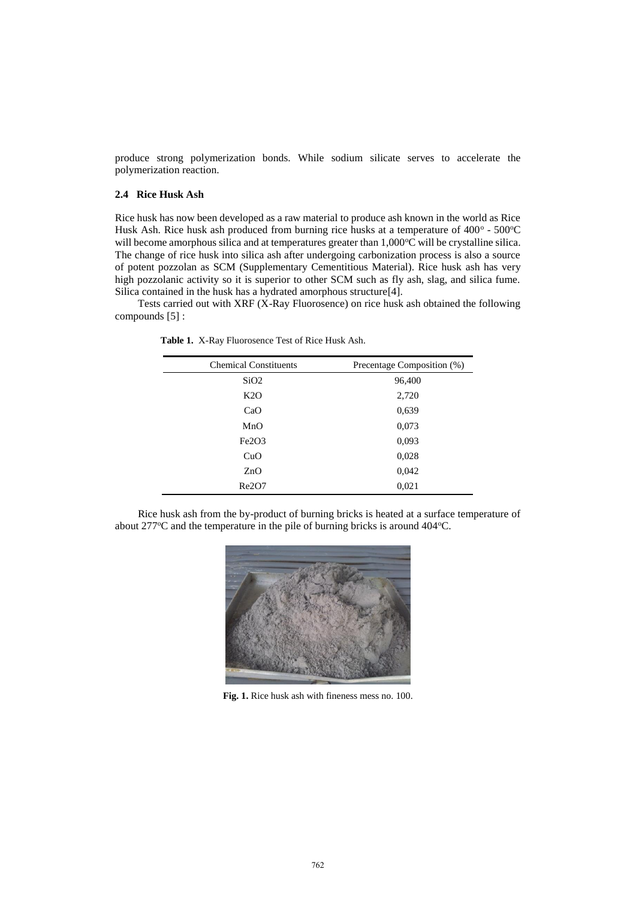produce strong polymerization bonds. While sodium silicate serves to accelerate the polymerization reaction.

### 2.4 Rice Husk Ash

Rice husk has now been developed as a raw material to produce ash known in the world as Rice Husk Ash. Rice husk ash produced from burning rice husks at a temperature of 400° - 500°C will become amorphous silica and at temperatures greater than 1,000°C will be crystalline silica. The change of rice husk into silica ash after undergoing carbonization process is also a source of potent pozzolan as SCM (Supplementary Cementitious Material). Rice husk ash has very high pozzolanic activity so it is superior to other SCM such as fly ash, slag, and silica fume. Silica contained in the husk has a hydrated amorphous structure[4].

Tests carried out with XRF (X-Ray Fluorosence) on rice husk ash obtained the following compounds [5] :

**Table 1.** X-Ray Fluorosence Test of Rice Husk Ash.

| Chemical Constituents | Precentage Composition (%) |
|---|---|
| $SiO_2$ | 96,400 |
| $K_2O$ | 2,720 |
| CaO | 0,639 |
| MnO | 0,073 |
| $Fe_2O_3$ | 0,093 |
| CuO | 0,028 |
| ZnO | 0,042 |
| $Re_2O_7$ | 0,021 |

Rice husk ash from the by-product of burning bricks is heated at a surface temperature of about 277°C and the temperature in the pile of burning bricks is around 404°C.

**Fig. 1.** Rice husk ash with fineness mess no. 100.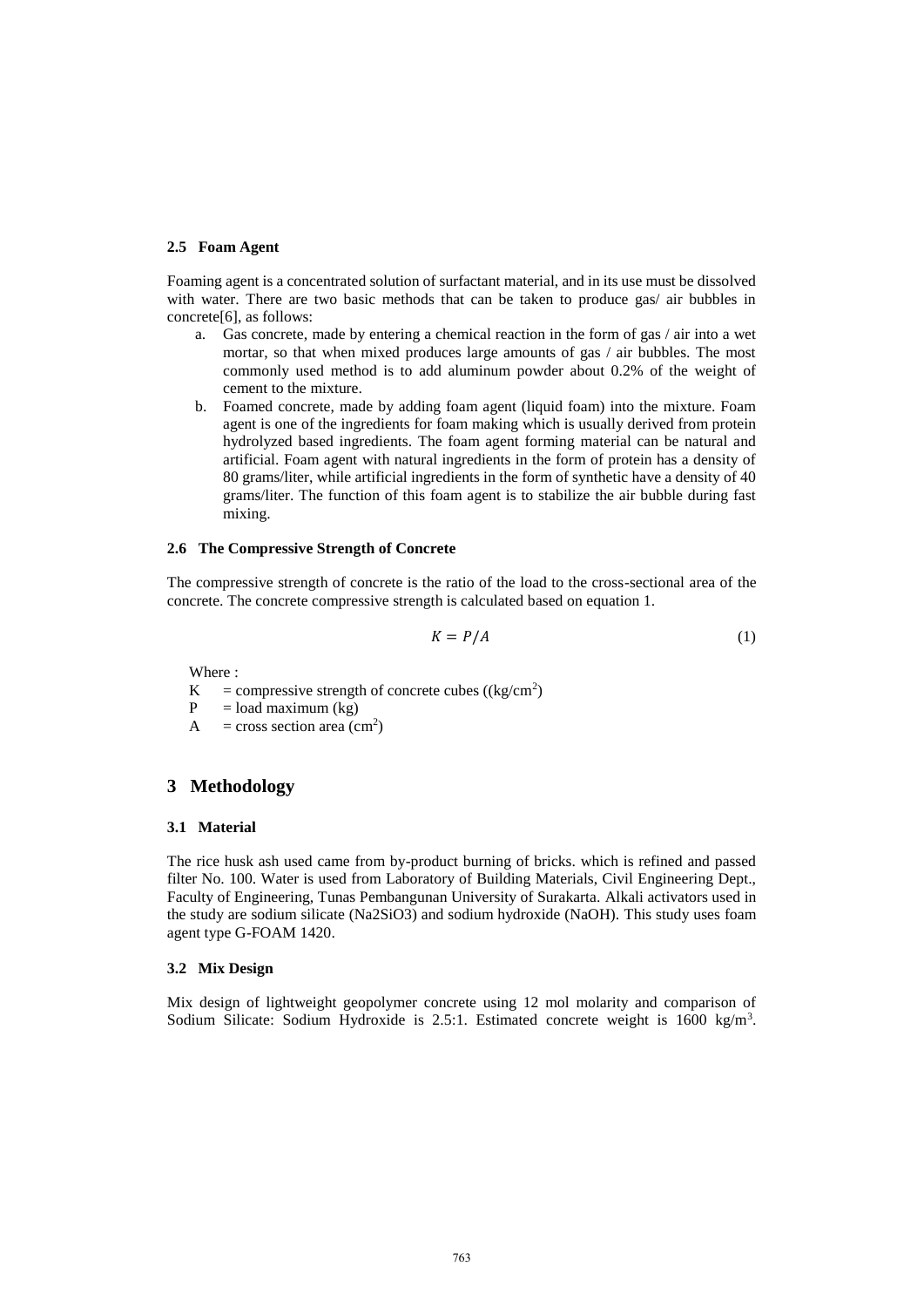### 2.5 Foam Agent

Foaming agent is a concentrated solution of surfactant material, and in its use must be dissolved with water. There are two basic methods that can be taken to produce gas/ air bubbles in concrete[6], as follows:

a. Gas concrete, made by entering a chemical reaction in the form of gas / air into a wet mortar, so that when mixed produces large amounts of gas / air bubbles. The most commonly used method is to add aluminum powder about 0.2% of the weight of cement to the mixture.

b. Foamed concrete, made by adding foam agent (liquid foam) into the mixture. Foam agent is one of the ingredients for foam making which is usually derived from protein hydrolyzed based ingredients. The foam agent forming material can be natural and artificial. Foam agent with natural ingredients in the form of protein has a density of 80 grams/liter, while artificial ingredients in the form of synthetic have a density of 40 grams/liter. The function of this foam agent is to stabilize the air bubble during fast mixing.

### 2.6 The Compressive Strength of Concrete

The compressive strength of concrete is the ratio of the load to the cross-sectional area of the concrete. The concrete compressive strength is calculated based on equation 1.

$$K = P/A \tag{1}$$

Where :

K = compressive strength of concrete cubes (($kg/cm^2$)

P = load maximum (kg)

A = cross section area ($cm^2$)

## 3 Methodology

### 3.1 Material

The rice husk ash used came from by-product burning of bricks. which is refined and passed filter No. 100. Water is used from Laboratory of Building Materials, Civil Engineering Dept., Faculty of Engineering, Tunas Pembangunan University of Surakarta. Alkali activators used in the study are sodium silicate ($Na_2SiO_3$) and sodium hydroxide (NaOH). This study uses foam agent type G-FOAM 1420.

### 3.2 Mix Design

Mix design of lightweight geopolymer concrete using 12 mol molarity and comparison of Sodium Silicate: Sodium Hydroxide is 2.5:1. Estimated concrete weight is 1600 $kg/m^3$.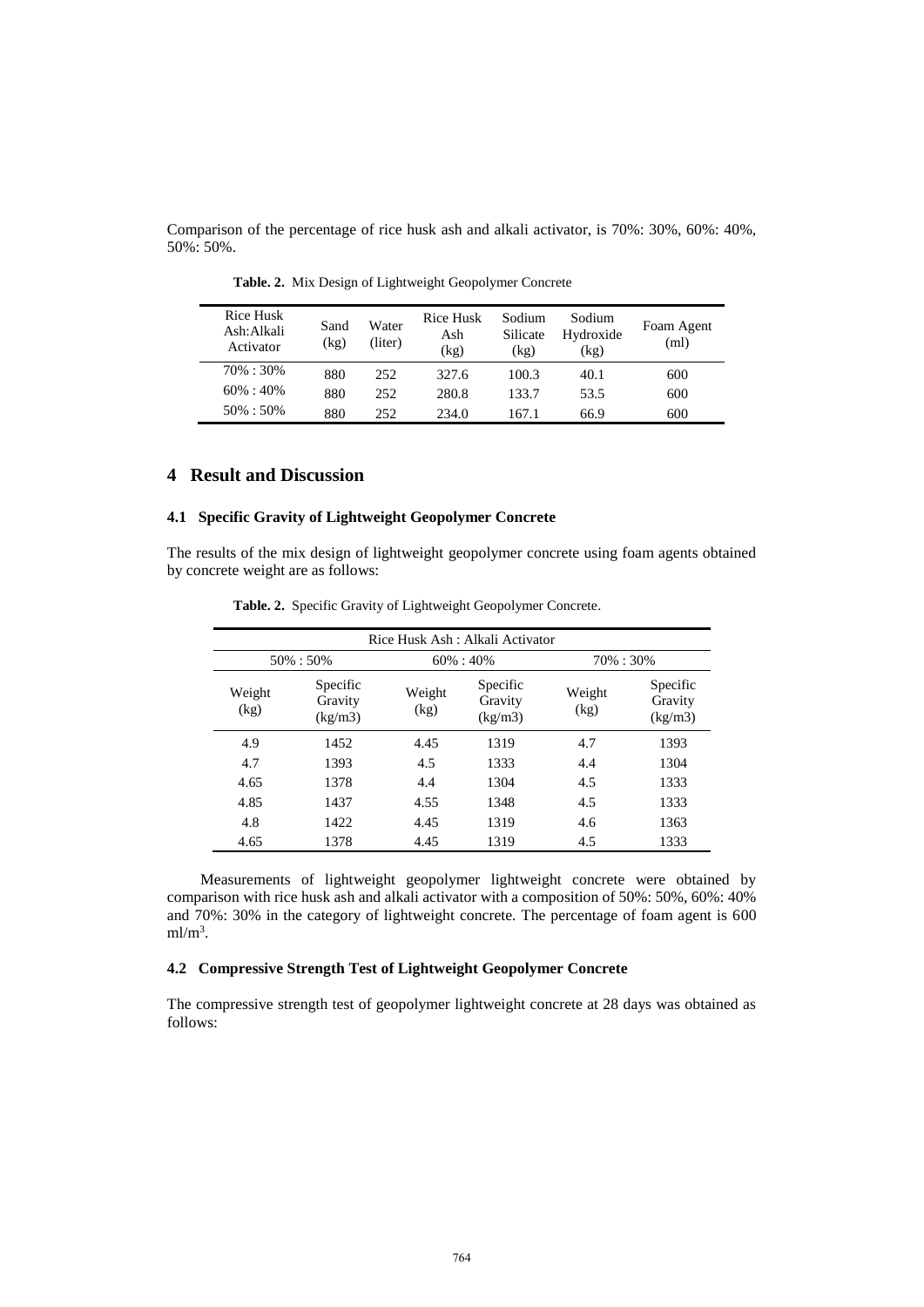Comparison of the percentage of rice husk ash and alkali activator, is 70%: 30%, 60%: 40%, 50%: 50%.

**Table. 2.** Mix Design of Lightweight Geopolymer Concrete

| Rice Husk Ash:Alkali Activator | Sand (kg) | Water (liter) | Rice Husk Ash (kg) | Sodium Silicate (kg) | Sodium Hydroxide (kg) | Foam Agent (ml) |
|---|---|---|---|---|---|---|
| 70% : 30% | 880 | 252 | 327.6 | 100.3 | 40.1 | 600 |
| 60% : 40% | 880 | 252 | 280.8 | 133.7 | 53.5 | 600 |
| 50% : 50% | 880 | 252 | 234.0 | 167.1 | 66.9 | 600 |

## 4 Result and Discussion

### 4.1 Specific Gravity of Lightweight Geopolymer Concrete

The results of the mix design of lightweight geopolymer concrete using foam agents obtained by concrete weight are as follows:

**Table. 2.** Specific Gravity of Lightweight Geopolymer Concrete.

| Rice Husk Ash : Alkali Activator | | | | | |
|---|---|---|---|---|---|
| 50% : 50% | | 60% : 40% | | 70% : 30% | |
| Weight (kg) | Specific Gravity (kg/m3) | Weight (kg) | Specific Gravity (kg/m3) | Weight (kg) | Specific Gravity (kg/m3) |
| 4.9 | 1452 | 4.45 | 1319 | 4.7 | 1393 |
| 4.7 | 1393 | 4.5 | 1333 | 4.4 | 1304 |
| 4.65 | 1378 | 4.4 | 1304 | 4.5 | 1333 |
| 4.85 | 1437 | 4.55 | 1348 | 4.5 | 1333 |
| 4.8 | 1422 | 4.45 | 1319 | 4.6 | 1363 |
| 4.65 | 1378 | 4.45 | 1319 | 4.5 | 1333 |

Measurements of lightweight geopolymer lightweight concrete were obtained by comparison with rice husk ash and alkali activator with a composition of 50%: 50%, 60%: 40% and 70%: 30% in the category of lightweight concrete. The percentage of foam agent is 600 $ml/m^3$.

### 4.2 Compressive Strength Test of Lightweight Geopolymer Concrete

The compressive strength test of geopolymer lightweight concrete at 28 days was obtained as follows: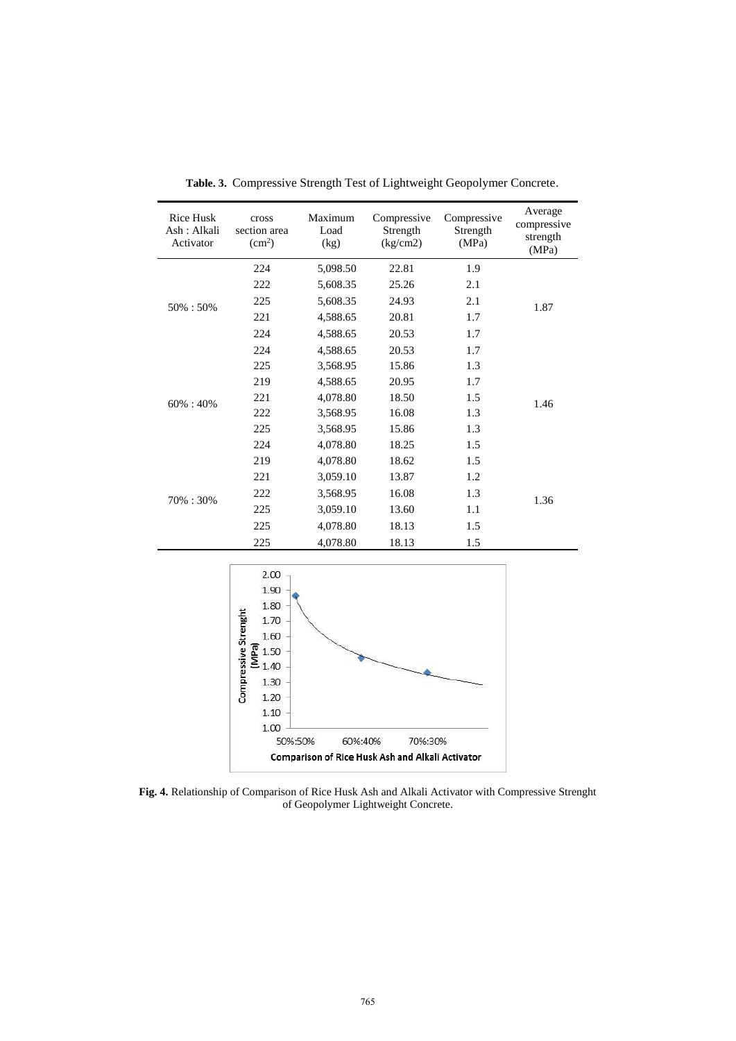**Table. 3.** Compressive Strength Test of Lightweight Geopolymer Concrete.

| Rice Husk Ash : Alkali Activator | cross section area ($cm^2$) | Maximum Load (kg) | Compressive Strength (kg/cm2) | Compressive Strength (MPa) | Average compressive strength (MPa) |
|---|---|---|---|---|---|
| | 224 | 5,098.50 | 22.81 | 1.9 | |
| | 222 | 5,608.35 | 25.26 | 2.1 | |
| 50% : 50% | 225 | 5,608.35 | 24.93 | 2.1 | 1.87 |
| | 221 | 4,588.65 | 20.81 | 1.7 | |
| | 224 | 4,588.65 | 20.53 | 1.7 | |
| | 224 | 4,588.65 | 20.53 | 1.7 | |
| | 225 | 3,568.95 | 15.86 | 1.3 | |
| | 219 | 4,588.65 | 20.95 | 1.7 | |
| 60% : 40% | 221 | 4,078.80 | 18.50 | 1.5 | 1.46 |
| | 222 | 3,568.95 | 16.08 | 1.3 | |
| | 225 | 3,568.95 | 15.86 | 1.3 | |
| | 224 | 4,078.80 | 18.25 | 1.5 | |
| | 219 | 4,078.80 | 18.62 | 1.5 | |
| | 221 | 3,059.10 | 13.87 | 1.2 | |
| 70% : 30% | 222 | 3,568.95 | 16.08 | 1.3 | 1.36 |
| | 225 | 3,059.10 | 13.60 | 1.1 | |
| | 225 | 4,078.80 | 18.13 | 1.5 | |
| | 225 | 4,078.80 | 18.13 | 1.5 | |

**Fig. 4.** Relationship of Comparison of Rice Husk Ash and Alkali Activator with Compressive Strenght of Geopolymer Lightweight Concrete.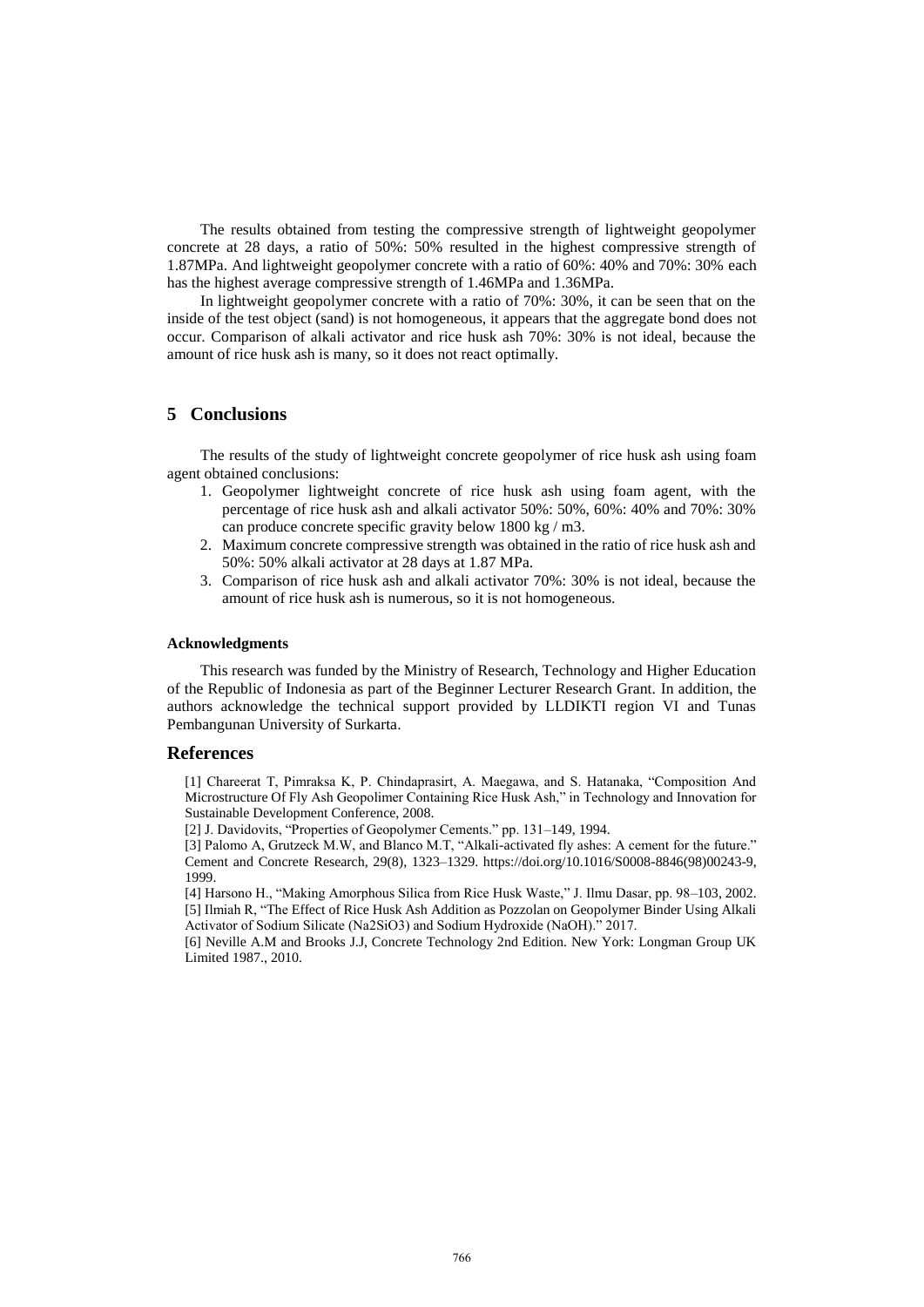The results obtained from testing the compressive strength of lightweight geopolymer concrete at 28 days, a ratio of 50%: 50% resulted in the highest compressive strength of 1.87MPa. And lightweight geopolymer concrete with a ratio of 60%: 40% and 70%: 30% each has the highest average compressive strength of 1.46MPa and 1.36MPa.

In lightweight geopolymer concrete with a ratio of 70%: 30%, it can be seen that on the inside of the test object (sand) is not homogeneous, it appears that the aggregate bond does not occur. Comparison of alkali activator and rice husk ash 70%: 30% is not ideal, because the amount of rice husk ash is many, so it does not react optimally.

## 5 Conclusions

The results of the study of lightweight concrete geopolymer of rice husk ash using foam agent obtained conclusions:

1. Geopolymer lightweight concrete of rice husk ash using foam agent, with the percentage of rice husk ash and alkali activator 50%: 50%, 60%: 40% and 70%: 30% can produce concrete specific gravity below 1800 kg / m3.
2. Maximum concrete compressive strength was obtained in the ratio of rice husk ash and 50%: 50% alkali activator at 28 days at 1.87 MPa.
3. Comparison of rice husk ash and alkali activator 70%: 30% is not ideal, because the amount of rice husk ash is numerous, so it is not homogeneous.

#### Acknowledgments

This research was funded by the Ministry of Research, Technology and Higher Education of the Republic of Indonesia as part of the Beginner Lecturer Research Grant. In addition, the authors acknowledge the technical support provided by LLDIKTI region VI and Tunas Pembangunan University of Surkarta.

## References

[1] Chareerat T, Pimraksa K, P. Chindaprasirt, A. Maegawa, and S. Hatanaka, "Composition And Microstructure Of Fly Ash Geopolimer Containing Rice Husk Ash," in Technology and Innovation for Sustainable Development Conference, 2008.

[2] J. Davidovits, "Properties of Geopolymer Cements." pp. 131–149, 1994.

[3] Palomo A, Grutzeck M.W, and Blanco M.T, "Alkali-activated fly ashes: A cement for the future." Cement and Concrete Research, 29(8), 1323–1329. https://doi.org/10.1016/S0008-8846(98)00243-9, 1999.

[4] Harsono H., "Making Amorphous Silica from Rice Husk Waste," J. Ilmu Dasar, pp. 98–103, 2002.

[5] Ilmiah R, "The Effect of Rice Husk Ash Addition as Pozzolan on Geopolymer Binder Using Alkali Activator of Sodium Silicate ($Na_2SiO_3$) and Sodium Hydroxide (NaOH)." 2017.

[6] Neville A.M and Brooks J.J, Concrete Technology 2nd Edition. New York: Longman Group UK Limited 1987., 2010.